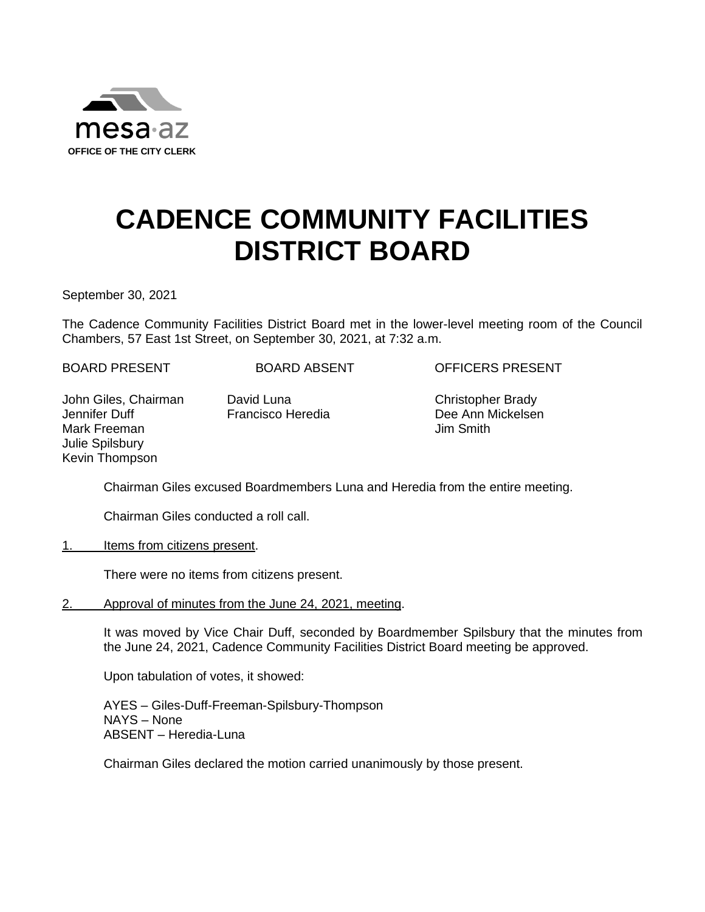mesa·az
**OFFICE OF THE CITY CLERK**

# CADENCE COMMUNITY FACILITIES DISTRICT BOARD

September 30, 2021

The Cadence Community Facilities District Board met in the lower-level meeting room of the Council Chambers, 57 East 1st Street, on September 30, 2021, at 7:32 a.m.

| BOARD PRESENT | BOARD ABSENT | OFFICERS PRESENT |
|---|---|---|
| John Giles, Chairman | David Luna | Christopher Brady |
| Jennifer Duff | Francisco Heredia | Dee Ann Mickelsen |
| Mark Freeman | | Jim Smith |
| Julie Spilsbury | | |
| Kevin Thompson | | |

Chairman Giles excused Boardmembers Luna and Heredia from the entire meeting.

Chairman Giles conducted a roll call.

1. Items from citizens present.

There were no items from citizens present.

2. Approval of minutes from the June 24, 2021, meeting.

It was moved by Vice Chair Duff, seconded by Boardmember Spilsbury that the minutes from the June 24, 2021, Cadence Community Facilities District Board meeting be approved.

Upon tabulation of votes, it showed:

AYES – Giles-Duff-Freeman-Spilsbury-Thompson
NAYS – None
ABSENT – Heredia-Luna

Chairman Giles declared the motion carried unanimously by those present.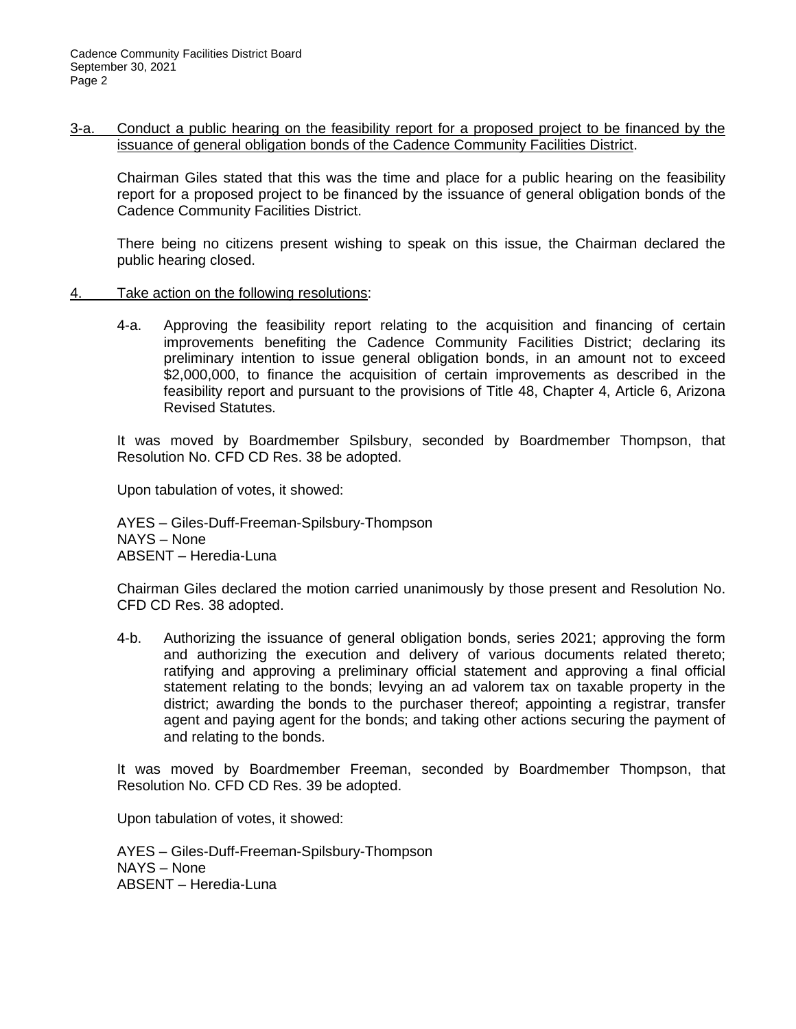3-a. Conduct a public hearing on the feasibility report for a proposed project to be financed by the issuance of general obligation bonds of the Cadence Community Facilities District.

Chairman Giles stated that this was the time and place for a public hearing on the feasibility report for a proposed project to be financed by the issuance of general obligation bonds of the Cadence Community Facilities District.

There being no citizens present wishing to speak on this issue, the Chairman declared the public hearing closed.

4. Take action on the following resolutions:

4-a. Approving the feasibility report relating to the acquisition and financing of certain improvements benefiting the Cadence Community Facilities District; declaring its preliminary intention to issue general obligation bonds, in an amount not to exceed $2,000,000, to finance the acquisition of certain improvements as described in the feasibility report and pursuant to the provisions of Title 48, Chapter 4, Article 6, Arizona Revised Statutes.

It was moved by Boardmember Spilsbury, seconded by Boardmember Thompson, that Resolution No. CFD CD Res. 38 be adopted.

Upon tabulation of votes, it showed:

AYES – Giles-Duff-Freeman-Spilsbury-Thompson
NAYS – None
ABSENT – Heredia-Luna

Chairman Giles declared the motion carried unanimously by those present and Resolution No. CFD CD Res. 38 adopted.

4-b. Authorizing the issuance of general obligation bonds, series 2021; approving the form and authorizing the execution and delivery of various documents related thereto; ratifying and approving a preliminary official statement and approving a final official statement relating to the bonds; levying an ad valorem tax on taxable property in the district; awarding the bonds to the purchaser thereof; appointing a registrar, transfer agent and paying agent for the bonds; and taking other actions securing the payment of and relating to the bonds.

It was moved by Boardmember Freeman, seconded by Boardmember Thompson, that Resolution No. CFD CD Res. 39 be adopted.

Upon tabulation of votes, it showed:

AYES – Giles-Duff-Freeman-Spilsbury-Thompson
NAYS – None
ABSENT – Heredia-Luna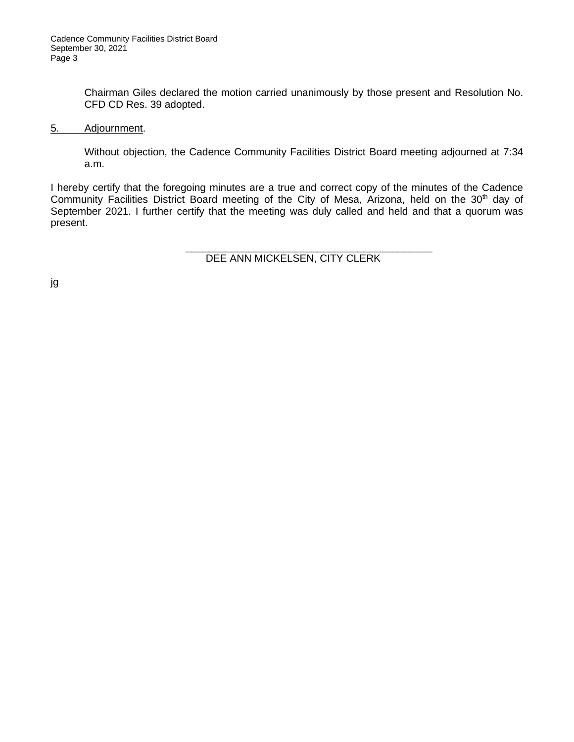Chairman Giles declared the motion carried unanimously by those present and Resolution No. CFD CD Res. 39 adopted.

5. Adjournment.

Without objection, the Cadence Community Facilities District Board meeting adjourned at 7:34 a.m.

I hereby certify that the foregoing minutes are a true and correct copy of the minutes of the Cadence Community Facilities District Board meeting of the City of Mesa, Arizona, held on the 30th day of September 2021. I further certify that the meeting was duly called and held and that a quorum was present.

\_\_\_\_\_\_\_\_\_\_\_\_\_\_\_\_\_\_\_\_\_\_\_\_\_\_\_\_\_\_\_\_\_\_\_\_\_\_\_\_\_

DEE ANN MICKELSEN, CITY CLERK

jg